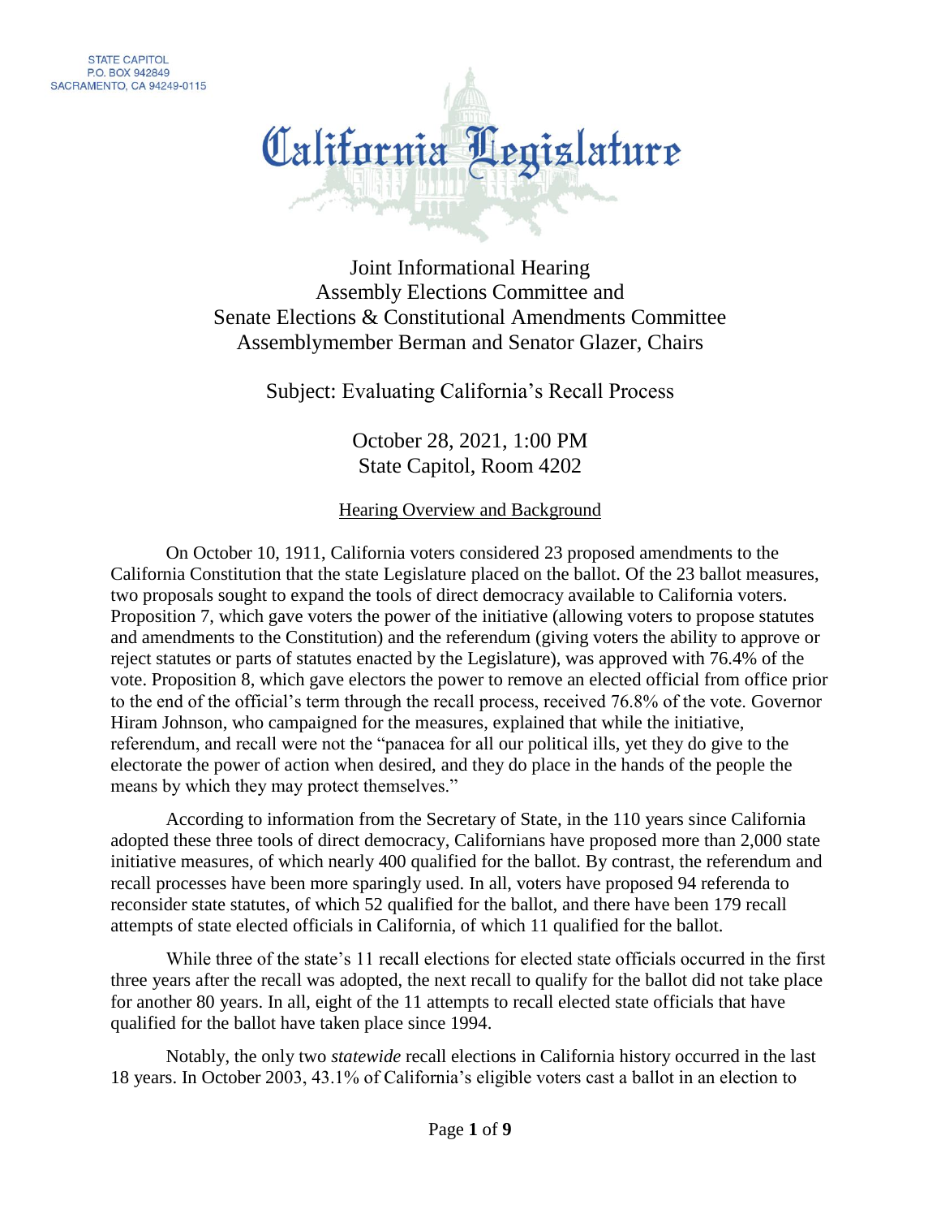STATE CAPITOL
P.O. BOX 942849
SACRAMENTO, CA 94249-0115

# California Legislature

Joint Informational Hearing
Assembly Elections Committee and
Senate Elections & Constitutional Amendments Committee
Assemblymember Berman and Senator Glazer, Chairs

Subject: Evaluating California's Recall Process

October 28, 2021, 1:00 PM
State Capitol, Room 4202

## Hearing Overview and Background

On October 10, 1911, California voters considered 23 proposed amendments to the California Constitution that the state Legislature placed on the ballot. Of the 23 ballot measures, two proposals sought to expand the tools of direct democracy available to California voters. Proposition 7, which gave voters the power of the initiative (allowing voters to propose statutes and amendments to the Constitution) and the referendum (giving voters the ability to approve or reject statutes or parts of statutes enacted by the Legislature), was approved with 76.4% of the vote. Proposition 8, which gave electors the power to remove an elected official from office prior to the end of the official's term through the recall process, received 76.8% of the vote. Governor Hiram Johnson, who campaigned for the measures, explained that while the initiative, referendum, and recall were not the "panacea for all our political ills, yet they do give to the electorate the power of action when desired, and they do place in the hands of the people the means by which they may protect themselves."

According to information from the Secretary of State, in the 110 years since California adopted these three tools of direct democracy, Californians have proposed more than 2,000 state initiative measures, of which nearly 400 qualified for the ballot. By contrast, the referendum and recall processes have been more sparingly used. In all, voters have proposed 94 referenda to reconsider state statutes, of which 52 qualified for the ballot, and there have been 179 recall attempts of state elected officials in California, of which 11 qualified for the ballot.

While three of the state's 11 recall elections for elected state officials occurred in the first three years after the recall was adopted, the next recall to qualify for the ballot did not take place for another 80 years. In all, eight of the 11 attempts to recall elected state officials that have qualified for the ballot have taken place since 1994.

Notably, the only two *statewide* recall elections in California history occurred in the last 18 years. In October 2003, 43.1% of California's eligible voters cast a ballot in an election to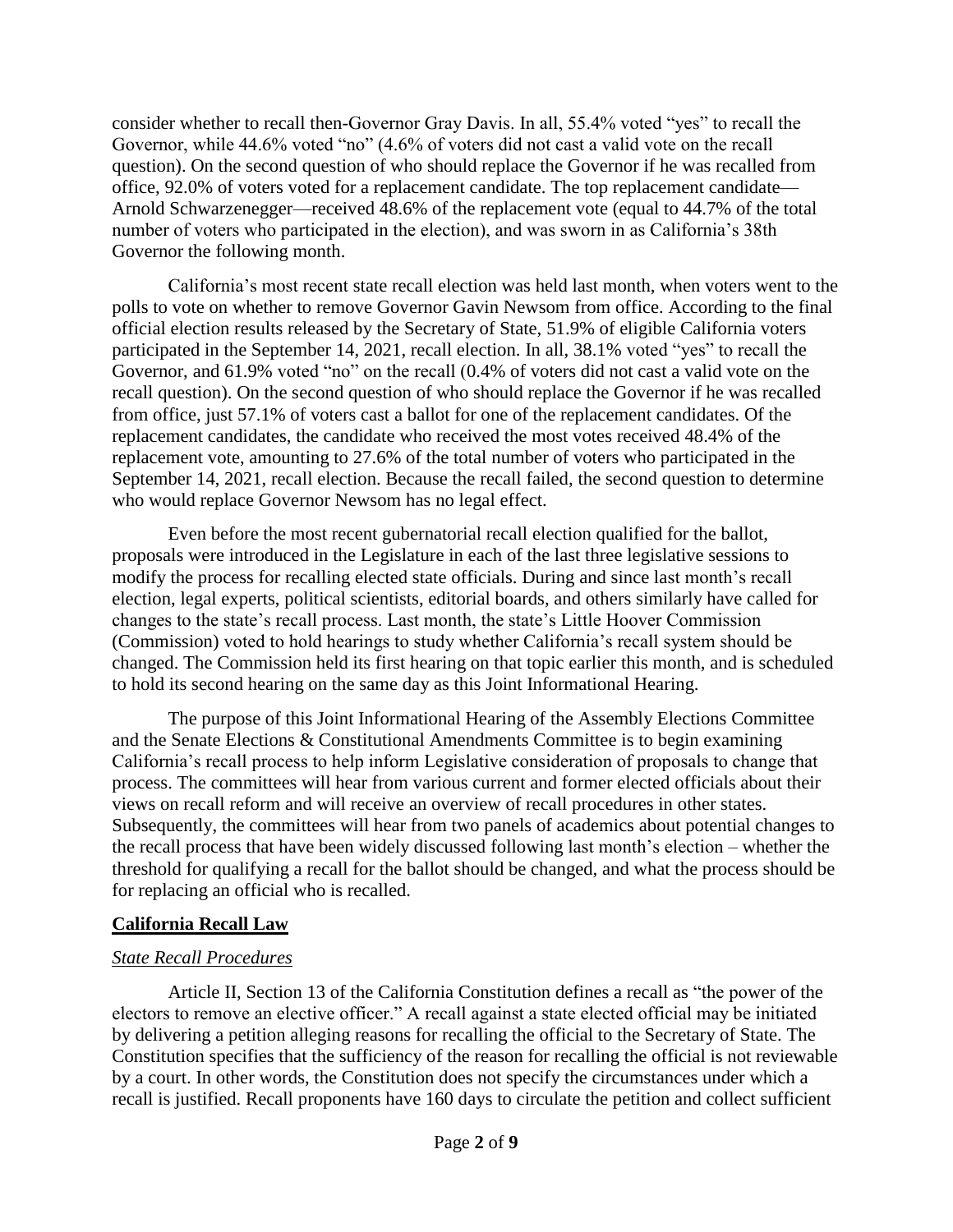consider whether to recall then-Governor Gray Davis. In all, 55.4% voted "yes" to recall the Governor, while 44.6% voted "no" (4.6% of voters did not cast a valid vote on the recall question). On the second question of who should replace the Governor if he was recalled from office, 92.0% of voters voted for a replacement candidate. The top replacement candidate—Arnold Schwarzenegger—received 48.6% of the replacement vote (equal to 44.7% of the total number of voters who participated in the election), and was sworn in as California's 38th Governor the following month.

California's most recent state recall election was held last month, when voters went to the polls to vote on whether to remove Governor Gavin Newsom from office. According to the final official election results released by the Secretary of State, 51.9% of eligible California voters participated in the September 14, 2021, recall election. In all, 38.1% voted "yes" to recall the Governor, and 61.9% voted "no" on the recall (0.4% of voters did not cast a valid vote on the recall question). On the second question of who should replace the Governor if he was recalled from office, just 57.1% of voters cast a ballot for one of the replacement candidates. Of the replacement candidates, the candidate who received the most votes received 48.4% of the replacement vote, amounting to 27.6% of the total number of voters who participated in the September 14, 2021, recall election. Because the recall failed, the second question to determine who would replace Governor Newsom has no legal effect.

Even before the most recent gubernatorial recall election qualified for the ballot, proposals were introduced in the Legislature in each of the last three legislative sessions to modify the process for recalling elected state officials. During and since last month's recall election, legal experts, political scientists, editorial boards, and others similarly have called for changes to the state's recall process. Last month, the state's Little Hoover Commission (Commission) voted to hold hearings to study whether California's recall system should be changed. The Commission held its first hearing on that topic earlier this month, and is scheduled to hold its second hearing on the same day as this Joint Informational Hearing.

The purpose of this Joint Informational Hearing of the Assembly Elections Committee and the Senate Elections & Constitutional Amendments Committee is to begin examining California's recall process to help inform Legislative consideration of proposals to change that process. The committees will hear from various current and former elected officials about their views on recall reform and will receive an overview of recall procedures in other states. Subsequently, the committees will hear from two panels of academics about potential changes to the recall process that have been widely discussed following last month's election – whether the threshold for qualifying a recall for the ballot should be changed, and what the process should be for replacing an official who is recalled.

## California Recall Law

### *State Recall Procedures*

Article II, Section 13 of the California Constitution defines a recall as "the power of the electors to remove an elective officer." A recall against a state elected official may be initiated by delivering a petition alleging reasons for recalling the official to the Secretary of State. The Constitution specifies that the sufficiency of the reason for recalling the official is not reviewable by a court. In other words, the Constitution does not specify the circumstances under which a recall is justified. Recall proponents have 160 days to circulate the petition and collect sufficient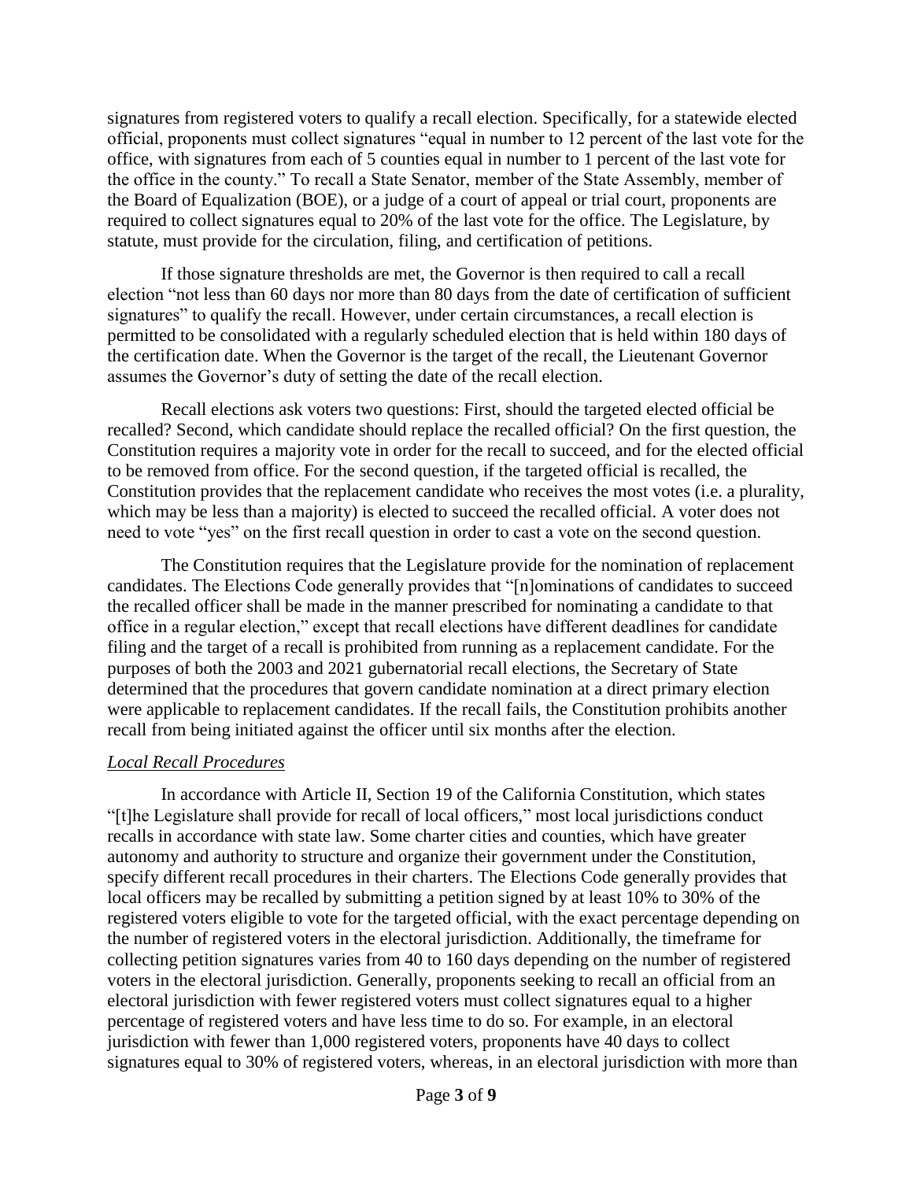signatures from registered voters to qualify a recall election. Specifically, for a statewide elected official, proponents must collect signatures "equal in number to 12 percent of the last vote for the office, with signatures from each of 5 counties equal in number to 1 percent of the last vote for the office in the county." To recall a State Senator, member of the State Assembly, member of the Board of Equalization (BOE), or a judge of a court of appeal or trial court, proponents are required to collect signatures equal to 20% of the last vote for the office. The Legislature, by statute, must provide for the circulation, filing, and certification of petitions.

If those signature thresholds are met, the Governor is then required to call a recall election "not less than 60 days nor more than 80 days from the date of certification of sufficient signatures" to qualify the recall. However, under certain circumstances, a recall election is permitted to be consolidated with a regularly scheduled election that is held within 180 days of the certification date. When the Governor is the target of the recall, the Lieutenant Governor assumes the Governor's duty of setting the date of the recall election.

Recall elections ask voters two questions: First, should the targeted elected official be recalled? Second, which candidate should replace the recalled official? On the first question, the Constitution requires a majority vote in order for the recall to succeed, and for the elected official to be removed from office. For the second question, if the targeted official is recalled, the Constitution provides that the replacement candidate who receives the most votes (i.e. a plurality, which may be less than a majority) is elected to succeed the recalled official. A voter does not need to vote "yes" on the first recall question in order to cast a vote on the second question.

The Constitution requires that the Legislature provide for the nomination of replacement candidates. The Elections Code generally provides that "[n]ominations of candidates to succeed the recalled officer shall be made in the manner prescribed for nominating a candidate to that office in a regular election," except that recall elections have different deadlines for candidate filing and the target of a recall is prohibited from running as a replacement candidate. For the purposes of both the 2003 and 2021 gubernatorial recall elections, the Secretary of State determined that the procedures that govern candidate nomination at a direct primary election were applicable to replacement candidates. If the recall fails, the Constitution prohibits another recall from being initiated against the officer until six months after the election.

*Local Recall Procedures*

In accordance with Article II, Section 19 of the California Constitution, which states "[t]he Legislature shall provide for recall of local officers," most local jurisdictions conduct recalls in accordance with state law. Some charter cities and counties, which have greater autonomy and authority to structure and organize their government under the Constitution, specify different recall procedures in their charters. The Elections Code generally provides that local officers may be recalled by submitting a petition signed by at least 10% to 30% of the registered voters eligible to vote for the targeted official, with the exact percentage depending on the number of registered voters in the electoral jurisdiction. Additionally, the timeframe for collecting petition signatures varies from 40 to 160 days depending on the number of registered voters in the electoral jurisdiction. Generally, proponents seeking to recall an official from an electoral jurisdiction with fewer registered voters must collect signatures equal to a higher percentage of registered voters and have less time to do so. For example, in an electoral jurisdiction with fewer than 1,000 registered voters, proponents have 40 days to collect signatures equal to 30% of registered voters, whereas, in an electoral jurisdiction with more than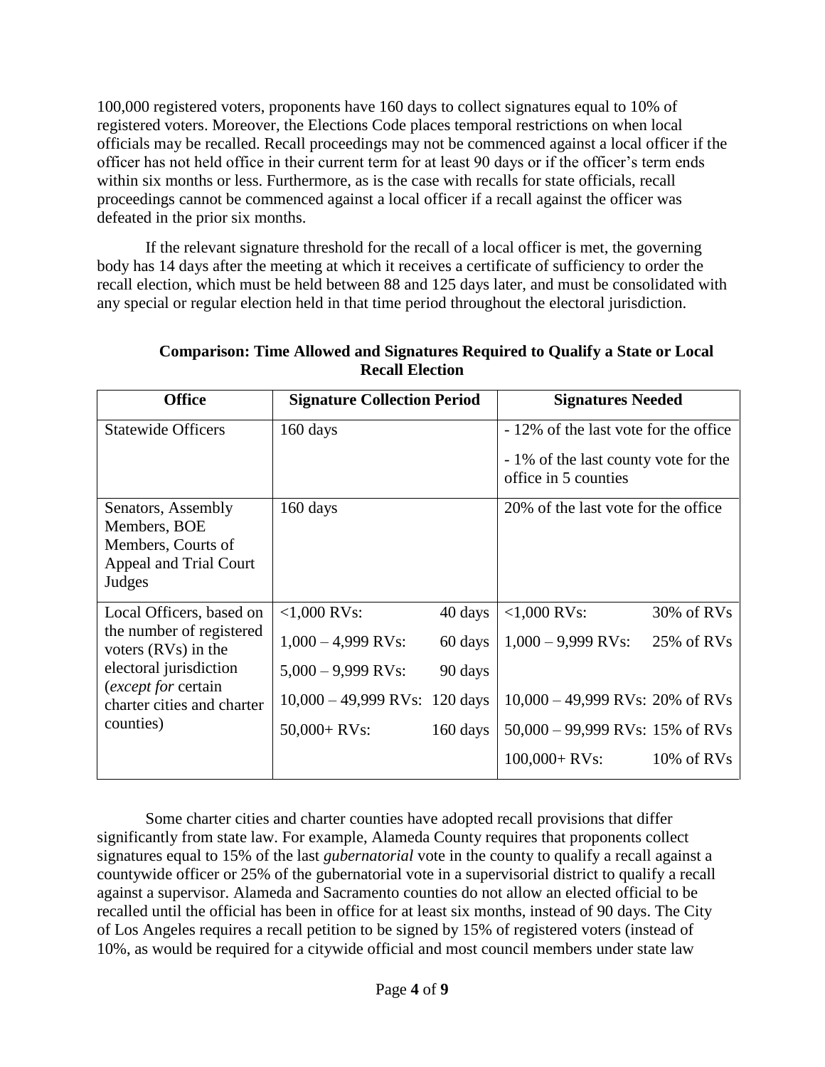100,000 registered voters, proponents have 160 days to collect signatures equal to 10% of registered voters. Moreover, the Elections Code places temporal restrictions on when local officials may be recalled. Recall proceedings may not be commenced against a local officer if the officer has not held office in their current term for at least 90 days or if the officer's term ends within six months or less. Furthermore, as is the case with recalls for state officials, recall proceedings cannot be commenced against a local officer if a recall against the officer was defeated in the prior six months.

If the relevant signature threshold for the recall of a local officer is met, the governing body has 14 days after the meeting at which it receives a certificate of sufficiency to order the recall election, which must be held between 88 and 125 days later, and must be consolidated with any special or regular election held in that time period throughout the electoral jurisdiction.

**Comparison: Time Allowed and Signatures Required to Qualify a State or Local Recall Election**

| Office | Signature Collection Period | Signatures Needed |
|---|---|---|
| Statewide Officers | 160 days | - 12% of the last vote for the office<br>- 1% of the last county vote for the office in 5 counties |
| Senators, Assembly Members, BOE Members, Courts of Appeal and Trial Court Judges | 160 days | 20% of the last vote for the office |
| Local Officers, based on the number of registered voters (RVs) in the electoral jurisdiction (*except for* certain charter cities and charter counties) | <1,000 RVs: 40 days<br>1,000 – 4,999 RVs: 60 days<br>5,000 – 9,999 RVs: 90 days<br>10,000 – 49,999 RVs: 120 days<br>50,000+ RVs: 160 days | <1,000 RVs: 30% of RVs<br>1,000 – 9,999 RVs: 25% of RVs<br>10,000 – 49,999 RVs: 20% of RVs<br>50,000 – 99,999 RVs: 15% of RVs<br>100,000+ RVs: 10% of RVs |

Some charter cities and charter counties have adopted recall provisions that differ significantly from state law. For example, Alameda County requires that proponents collect signatures equal to 15% of the last *gubernatorial* vote in the county to qualify a recall against a countywide officer or 25% of the gubernatorial vote in a supervisorial district to qualify a recall against a supervisor. Alameda and Sacramento counties do not allow an elected official to be recalled until the official has been in office for at least six months, instead of 90 days. The City of Los Angeles requires a recall petition to be signed by 15% of registered voters (instead of 10%, as would be required for a citywide official and most council members under state law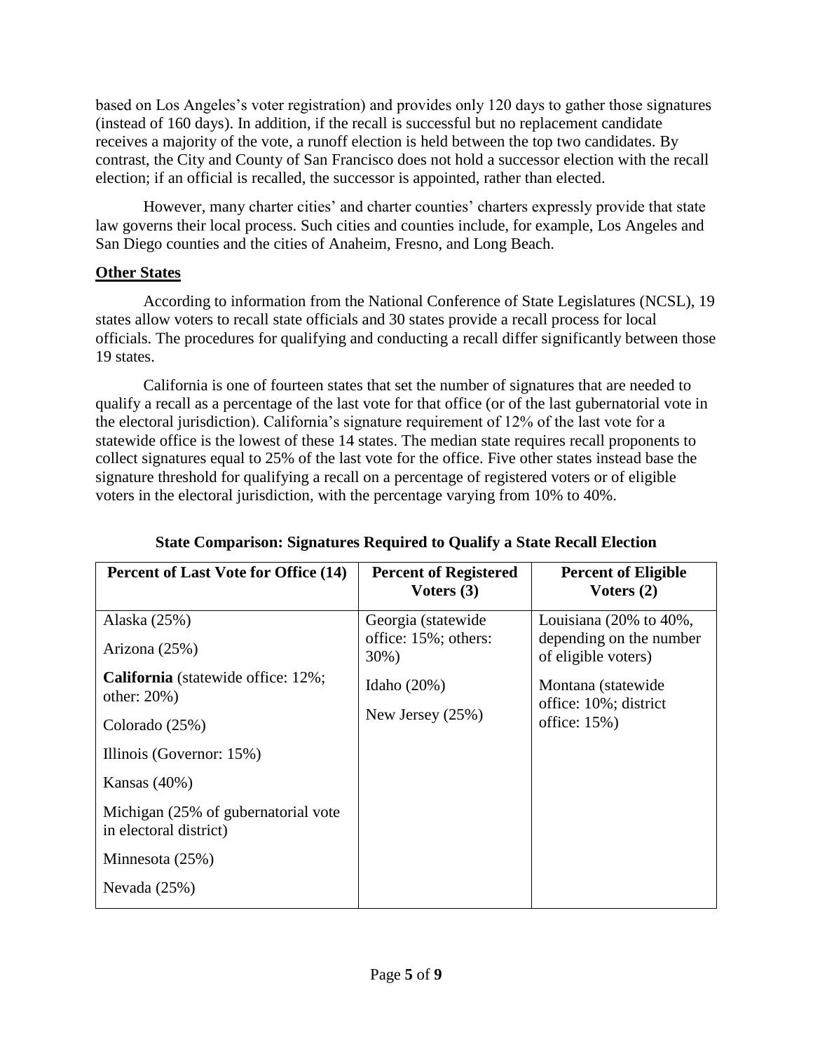based on Los Angeles's voter registration) and provides only 120 days to gather those signatures (instead of 160 days). In addition, if the recall is successful but no replacement candidate receives a majority of the vote, a runoff election is held between the top two candidates. By contrast, the City and County of San Francisco does not hold a successor election with the recall election; if an official is recalled, the successor is appointed, rather than elected.

However, many charter cities' and charter counties' charters expressly provide that state law governs their local process. Such cities and counties include, for example, Los Angeles and San Diego counties and the cities of Anaheim, Fresno, and Long Beach.

## Other States

According to information from the National Conference of State Legislatures (NCSL), 19 states allow voters to recall state officials and 30 states provide a recall process for local officials. The procedures for qualifying and conducting a recall differ significantly between those 19 states.

California is one of fourteen states that set the number of signatures that are needed to qualify a recall as a percentage of the last vote for that office (or of the last gubernatorial vote in the electoral jurisdiction). California's signature requirement of 12% of the last vote for a statewide office is the lowest of these 14 states. The median state requires recall proponents to collect signatures equal to 25% of the last vote for the office. Five other states instead base the signature threshold for qualifying a recall on a percentage of registered voters or of eligible voters in the electoral jurisdiction, with the percentage varying from 10% to 40%.

**State Comparison: Signatures Required to Qualify a State Recall Election**

| Percent of Last Vote for Office (14) | Percent of Registered Voters (3) | Percent of Eligible Voters (2) |
|---|---|---|
| Alaska (25%) | Georgia (statewide office: 15%; others: 30%) | Louisiana (20% to 40%, depending on the number of eligible voters) |
| Arizona (25%) | Idaho (20%) | Montana (statewide office: 10%; district office: 15%) |
| **California** (statewide office: 12%; other: 20%) | New Jersey (25%) | |
| Colorado (25%) | | |
| Illinois (Governor: 15%) | | |
| Kansas (40%) | | |
| Michigan (25% of gubernatorial vote in electoral district) | | |
| Minnesota (25%) | | |
| Nevada (25%) | | |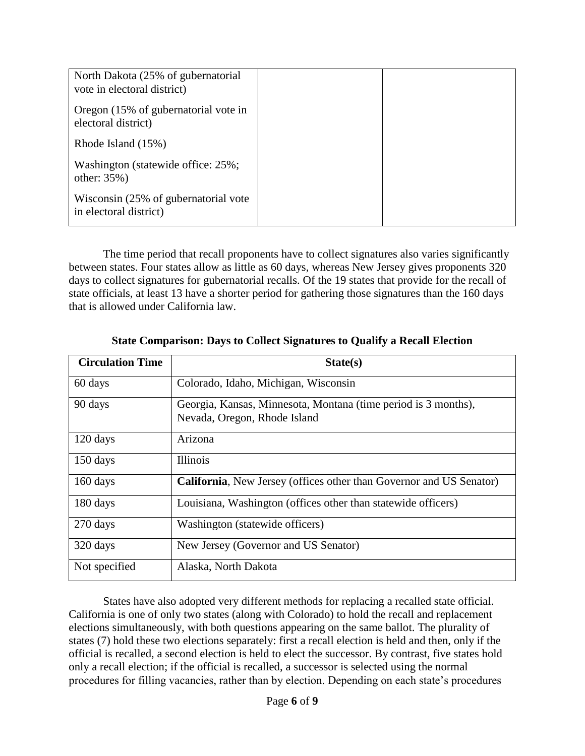| | | |
|---|---|---|
| North Dakota (25% of gubernatorial vote in electoral district)<br><br>Oregon (15% of gubernatorial vote in electoral district)<br><br>Rhode Island (15%)<br><br>Washington (statewide office: 25%; other: 35%)<br><br>Wisconsin (25% of gubernatorial vote in electoral district) | | |

The time period that recall proponents have to collect signatures also varies significantly between states. Four states allow as little as 60 days, whereas New Jersey gives proponents 320 days to collect signatures for gubernatorial recalls. Of the 19 states that provide for the recall of state officials, at least 13 have a shorter period for gathering those signatures than the 160 days that is allowed under California law.

**State Comparison: Days to Collect Signatures to Qualify a Recall Election**

| Circulation Time | State(s) |
|---|---|
| 60 days | Colorado, Idaho, Michigan, Wisconsin |
| 90 days | Georgia, Kansas, Minnesota, Montana (time period is 3 months), Nevada, Oregon, Rhode Island |
| 120 days | Arizona |
| 150 days | Illinois |
| 160 days | **California**, New Jersey (offices other than Governor and US Senator) |
| 180 days | Louisiana, Washington (offices other than statewide officers) |
| 270 days | Washington (statewide officers) |
| 320 days | New Jersey (Governor and US Senator) |
| Not specified | Alaska, North Dakota |

States have also adopted very different methods for replacing a recalled state official. California is one of only two states (along with Colorado) to hold the recall and replacement elections simultaneously, with both questions appearing on the same ballot. The plurality of states (7) hold these two elections separately: first a recall election is held and then, only if the official is recalled, a second election is held to elect the successor. By contrast, five states hold only a recall election; if the official is recalled, a successor is selected using the normal procedures for filling vacancies, rather than by election. Depending on each state's procedures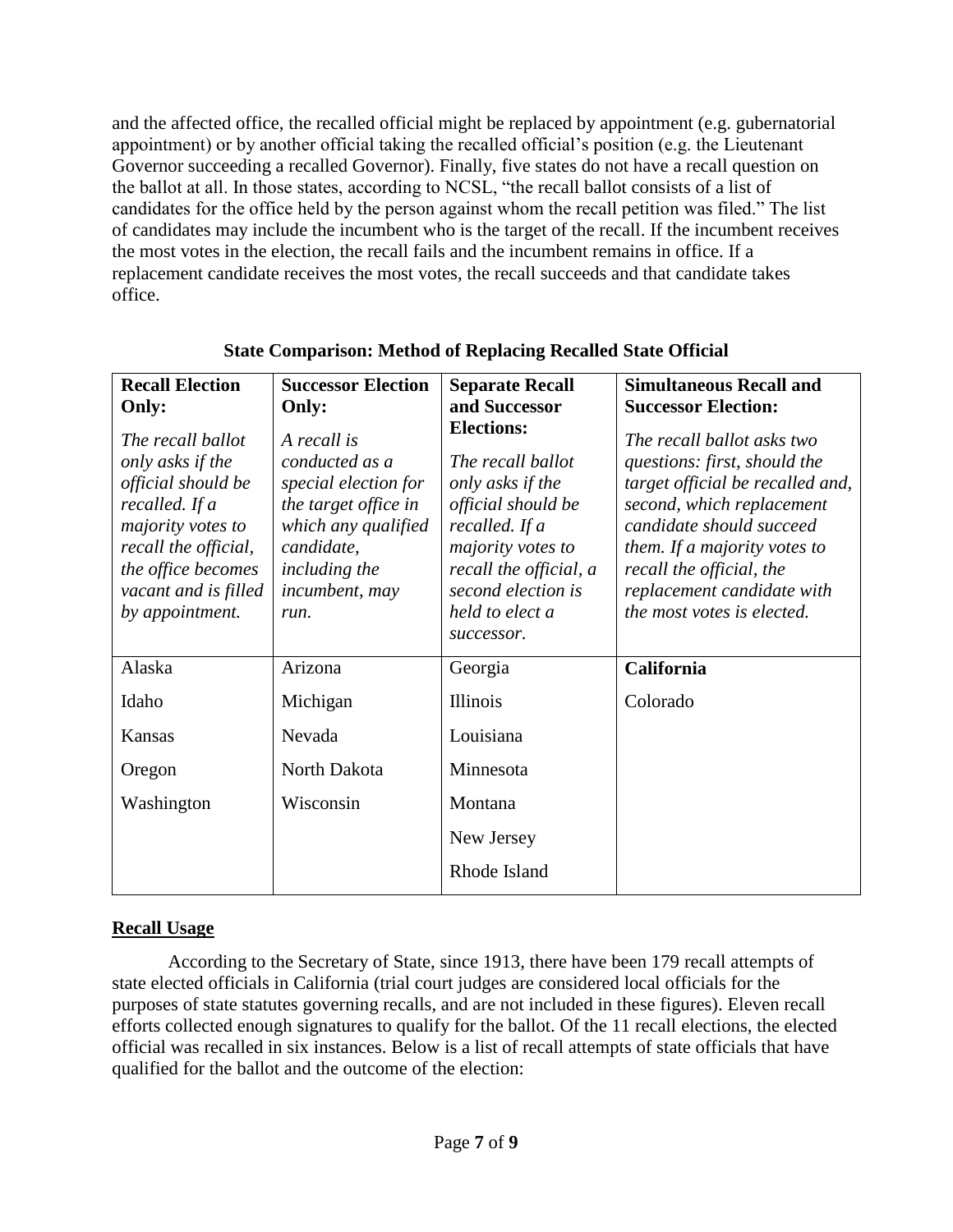and the affected office, the recalled official might be replaced by appointment (e.g. gubernatorial appointment) or by another official taking the recalled official's position (e.g. the Lieutenant Governor succeeding a recalled Governor). Finally, five states do not have a recall question on the ballot at all. In those states, according to NCSL, "the recall ballot consists of a list of candidates for the office held by the person against whom the recall petition was filed." The list of candidates may include the incumbent who is the target of the recall. If the incumbent receives the most votes in the election, the recall fails and the incumbent remains in office. If a replacement candidate receives the most votes, the recall succeeds and that candidate takes office.

**State Comparison: Method of Replacing Recalled State Official**

| **Recall Election Only:** *The recall ballot only asks if the official should be recalled. If a majority votes to recall the official, the office becomes vacant and is filled by appointment.* | **Successor Election Only:** *A recall is conducted as a special election for the target office in which any qualified candidate, including the incumbent, may run.* | **Separate Recall and Successor Elections:** *The recall ballot only asks if the official should be recalled. If a majority votes to recall the official, a second election is held to elect a successor.* | **Simultaneous Recall and Successor Election:** *The recall ballot asks two questions: first, should the target official be recalled and, second, which replacement candidate should succeed them. If a majority votes to recall the official, the replacement candidate with the most votes is elected.* |
|---|---|---|---|
| Alaska | Arizona | Georgia | **California** |
| Idaho | Michigan | Illinois | Colorado |
| Kansas | Nevada | Louisiana | |
| Oregon | North Dakota | Minnesota | |
| Washington | Wisconsin | Montana | |
| | | New Jersey | |
| | | Rhode Island | |

## Recall Usage

According to the Secretary of State, since 1913, there have been 179 recall attempts of state elected officials in California (trial court judges are considered local officials for the purposes of state statutes governing recalls, and are not included in these figures). Eleven recall efforts collected enough signatures to qualify for the ballot. Of the 11 recall elections, the elected official was recalled in six instances. Below is a list of recall attempts of state officials that have qualified for the ballot and the outcome of the election: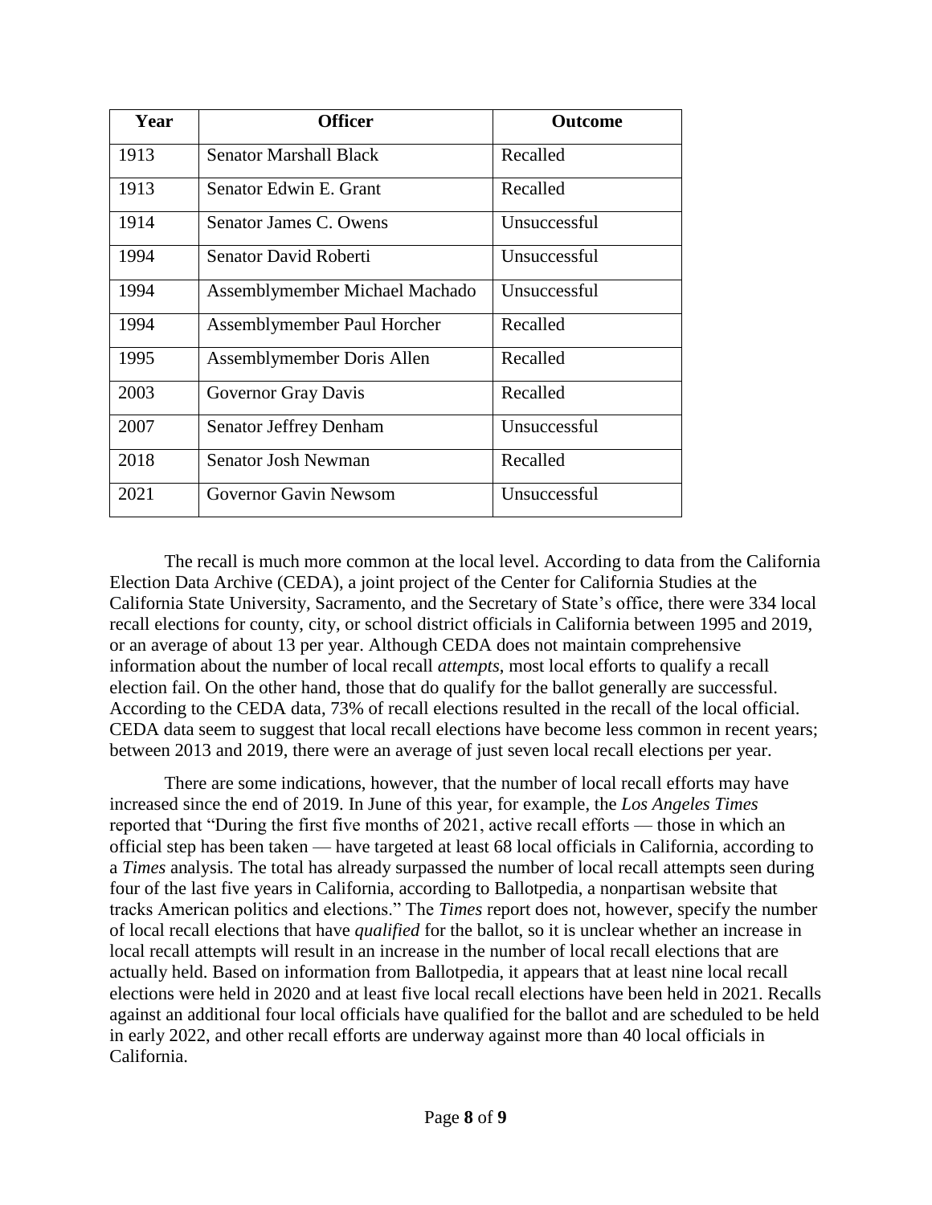| Year | Officer | Outcome |
|---|---|---|
| 1913 | Senator Marshall Black | Recalled |
| 1913 | Senator Edwin E. Grant | Recalled |
| 1914 | Senator James C. Owens | Unsuccessful |
| 1994 | Senator David Roberti | Unsuccessful |
| 1994 | Assemblymember Michael Machado | Unsuccessful |
| 1994 | Assemblymember Paul Horcher | Recalled |
| 1995 | Assemblymember Doris Allen | Recalled |
| 2003 | Governor Gray Davis | Recalled |
| 2007 | Senator Jeffrey Denham | Unsuccessful |
| 2018 | Senator Josh Newman | Recalled |
| 2021 | Governor Gavin Newsom | Unsuccessful |

The recall is much more common at the local level. According to data from the California Election Data Archive (CEDA), a joint project of the Center for California Studies at the California State University, Sacramento, and the Secretary of State's office, there were 334 local recall elections for county, city, or school district officials in California between 1995 and 2019, or an average of about 13 per year. Although CEDA does not maintain comprehensive information about the number of local recall *attempts*, most local efforts to qualify a recall election fail. On the other hand, those that do qualify for the ballot generally are successful. According to the CEDA data, 73% of recall elections resulted in the recall of the local official. CEDA data seem to suggest that local recall elections have become less common in recent years; between 2013 and 2019, there were an average of just seven local recall elections per year.

There are some indications, however, that the number of local recall efforts may have increased since the end of 2019. In June of this year, for example, the *Los Angeles Times* reported that "During the first five months of 2021, active recall efforts — those in which an official step has been taken — have targeted at least 68 local officials in California, according to a *Times* analysis. The total has already surpassed the number of local recall attempts seen during four of the last five years in California, according to Ballotpedia, a nonpartisan website that tracks American politics and elections." The *Times* report does not, however, specify the number of local recall elections that have *qualified* for the ballot, so it is unclear whether an increase in local recall attempts will result in an increase in the number of local recall elections that are actually held. Based on information from Ballotpedia, it appears that at least nine local recall elections were held in 2020 and at least five local recall elections have been held in 2021. Recalls against an additional four local officials have qualified for the ballot and are scheduled to be held in early 2022, and other recall efforts are underway against more than 40 local officials in California.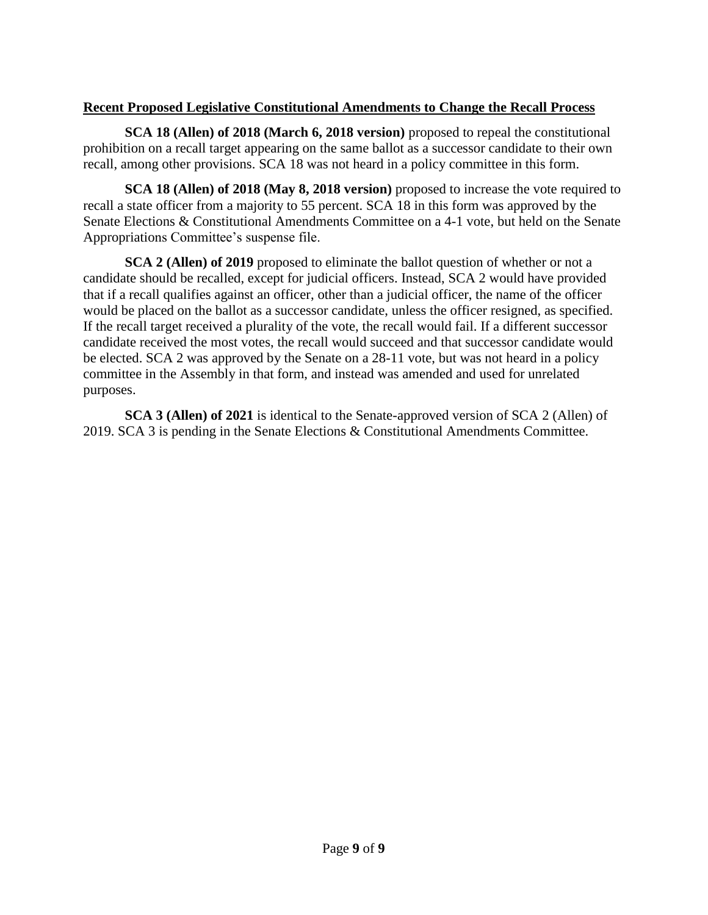**<u>Recent Proposed Legislative Constitutional Amendments to Change the Recall Process</u>**

**SCA 18 (Allen) of 2018 (March 6, 2018 version)** proposed to repeal the constitutional prohibition on a recall target appearing on the same ballot as a successor candidate to their own recall, among other provisions. SCA 18 was not heard in a policy committee in this form.

**SCA 18 (Allen) of 2018 (May 8, 2018 version)** proposed to increase the vote required to recall a state officer from a majority to 55 percent. SCA 18 in this form was approved by the Senate Elections & Constitutional Amendments Committee on a 4-1 vote, but held on the Senate Appropriations Committee's suspense file.

**SCA 2 (Allen) of 2019** proposed to eliminate the ballot question of whether or not a candidate should be recalled, except for judicial officers. Instead, SCA 2 would have provided that if a recall qualifies against an officer, other than a judicial officer, the name of the officer would be placed on the ballot as a successor candidate, unless the officer resigned, as specified. If the recall target received a plurality of the vote, the recall would fail. If a different successor candidate received the most votes, the recall would succeed and that successor candidate would be elected. SCA 2 was approved by the Senate on a 28-11 vote, but was not heard in a policy committee in the Assembly in that form, and instead was amended and used for unrelated purposes.

**SCA 3 (Allen) of 2021** is identical to the Senate-approved version of SCA 2 (Allen) of 2019. SCA 3 is pending in the Senate Elections & Constitutional Amendments Committee.